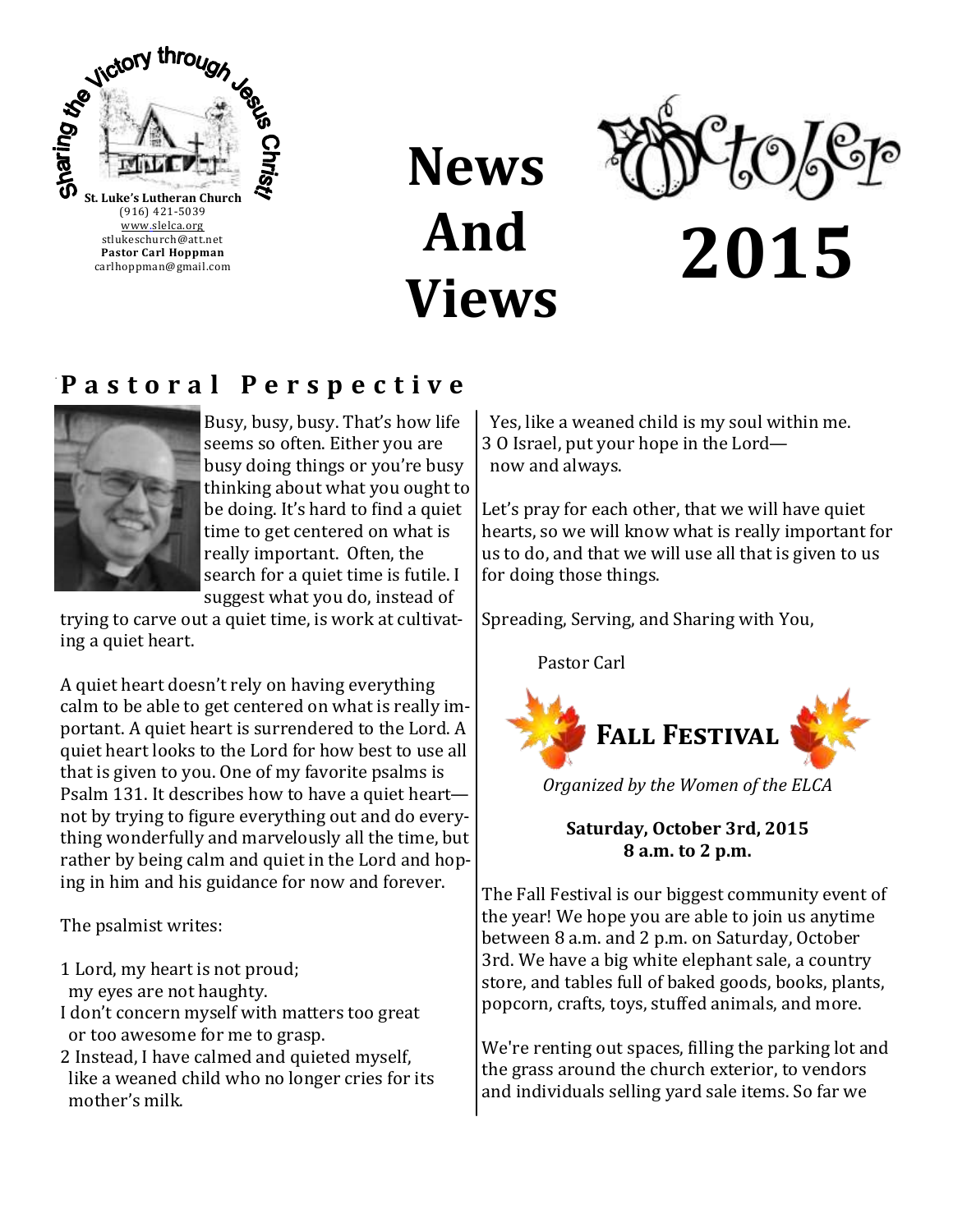Sharing the Victory through Jesus Christ!

**St. Luke's Lutheran Church**
(916) 421-5039
www.slelca.org
stlukeschurch@att.net
**Pastor Carl Hoppman**
carlhoppman@gmail.com

# News And Views

# October 2015

## Pastoral Perspective

Busy, busy, busy. That's how life seems so often. Either you are busy doing things or you're busy thinking about what you ought to be doing. It's hard to find a quiet time to get centered on what is really important. Often, the search for a quiet time is futile. I suggest what you do, instead of trying to carve out a quiet time, is work at cultivating a quiet heart.

A quiet heart doesn't rely on having everything calm to be able to get centered on what is really important. A quiet heart is surrendered to the Lord. A quiet heart looks to the Lord for how best to use all that is given to you. One of my favorite psalms is Psalm 131. It describes how to have a quiet heart—not by trying to figure everything out and do everything wonderfully and marvelously all the time, but rather by being calm and quiet in the Lord and hoping in him and his guidance for now and forever.

The psalmist writes:

1 Lord, my heart is not proud;
  my eyes are not haughty.
I don't concern myself with matters too great
  or too awesome for me to grasp.
2 Instead, I have calmed and quieted myself,
  like a weaned child who no longer cries for its mother's milk.
  Yes, like a weaned child is my soul within me.
3 O Israel, put your hope in the Lord—
  now and always.

Let's pray for each other, that we will have quiet hearts, so we will know what is really important for us to do, and that we will use all that is given to us for doing those things.

Spreading, Serving, and Sharing with You,

Pastor Carl

## Fall Festival

*Organized by the Women of the ELCA*

**Saturday, October 3rd, 2015**
**8 a.m. to 2 p.m.**

The Fall Festival is our biggest community event of the year! We hope you are able to join us anytime between 8 a.m. and 2 p.m. on Saturday, October 3rd. We have a big white elephant sale, a country store, and tables full of baked goods, books, plants, popcorn, crafts, toys, stuffed animals, and more.

We're renting out spaces, filling the parking lot and the grass around the church exterior, to vendors and individuals selling yard sale items. So far we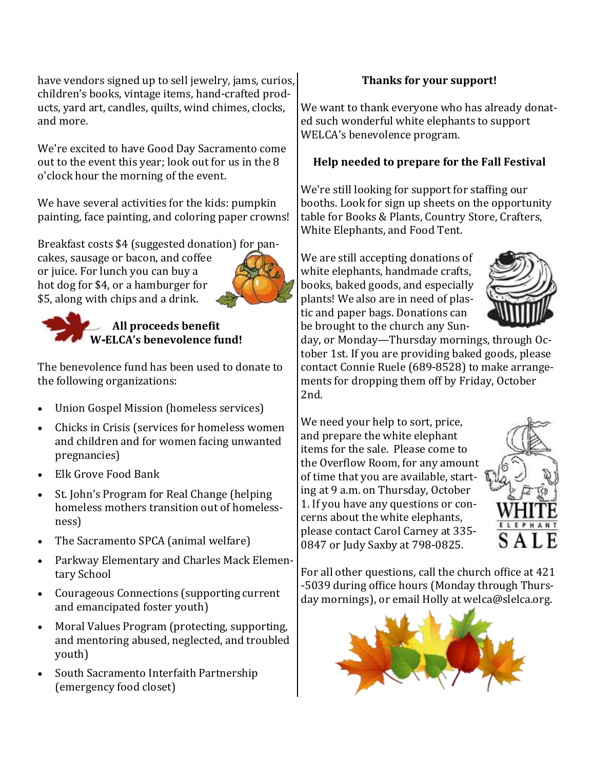have vendors signed up to sell jewelry, jams, curios, children's books, vintage items, hand-crafted products, yard art, candles, quilts, wind chimes, clocks, and more.

We're excited to have Good Day Sacramento come out to the event this year; look out for us in the 8 o'clock hour the morning of the event.

We have several activities for the kids: pumpkin painting, face painting, and coloring paper crowns!

Breakfast costs $4 (suggested donation) for pancakes, sausage or bacon, and coffee or juice. For lunch you can buy a hot dog for $4, or a hamburger for $5, along with chips and a drink.

**All proceeds benefit W-ELCA's benevolence fund!**

The benevolence fund has been used to donate to the following organizations:

- Union Gospel Mission (homeless services)
- Chicks in Crisis (services for homeless women and children and for women facing unwanted pregnancies)
- Elk Grove Food Bank
- St. John's Program for Real Change (helping homeless mothers transition out of homelessness)
- The Sacramento SPCA (animal welfare)
- Parkway Elementary and Charles Mack Elementary School
- Courageous Connections (supporting current and emancipated foster youth)
- Moral Values Program (protecting, supporting, and mentoring abused, neglected, and troubled youth)
- South Sacramento Interfaith Partnership (emergency food closet)

**Thanks for your support!**

We want to thank everyone who has already donated such wonderful white elephants to support WELCA's benevolence program.

**Help needed to prepare for the Fall Festival**

We're still looking for support for staffing our booths. Look for sign up sheets on the opportunity table for Books & Plants, Country Store, Crafters, White Elephants, and Food Tent.

We are still accepting donations of white elephants, handmade crafts, books, baked goods, and especially plants! We also are in need of plastic and paper bags. Donations can be brought to the church any Sunday, or Monday—Thursday mornings, through October 1st. If you are providing baked goods, please contact Connie Ruele (689-8528) to make arrangements for dropping them off by Friday, October 2nd.

We need your help to sort, price, and prepare the white elephant items for the sale. Please come to the Overflow Room, for any amount of time that you are available, starting at 9 a.m. on Thursday, October 1. If you have any questions or concerns about the white elephants, please contact Carol Carney at 335-0847 or Judy Saxby at 798-0825.

For all other questions, call the church office at 421-5039 during office hours (Monday through Thursday mornings), or email Holly at welca@slelca.org.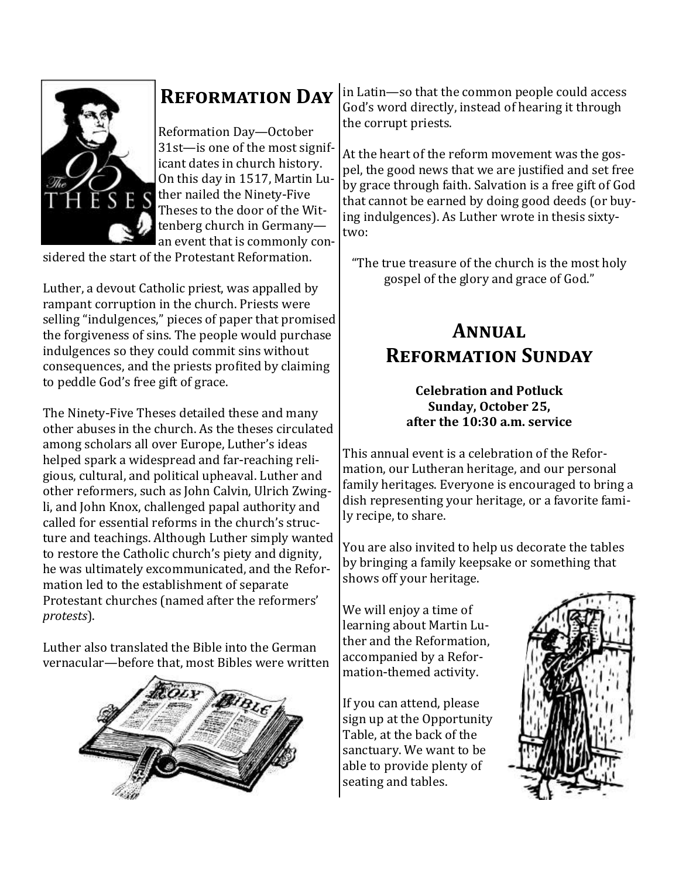## Reformation Day

Reformation Day—October 31st—is one of the most significant dates in church history. On this day in 1517, Martin Luther nailed the Ninety-Five Theses to the door of the Wittenberg church in Germany—an event that is commonly considered the start of the Protestant Reformation.

Luther, a devout Catholic priest, was appalled by rampant corruption in the church. Priests were selling "indulgences," pieces of paper that promised the forgiveness of sins. The people would purchase indulgences so they could commit sins without consequences, and the priests profited by claiming to peddle God's free gift of grace.

The Ninety-Five Theses detailed these and many other abuses in the church. As the theses circulated among scholars all over Europe, Luther's ideas helped spark a widespread and far-reaching religious, cultural, and political upheaval. Luther and other reformers, such as John Calvin, Ulrich Zwingli, and John Knox, challenged papal authority and called for essential reforms in the church's structure and teachings. Although Luther simply wanted to restore the Catholic church's piety and dignity, he was ultimately excommunicated, and the Reformation led to the establishment of separate Protestant churches (named after the reformers' *protests*).

Luther also translated the Bible into the German vernacular—before that, most Bibles were written in Latin—so that the common people could access God's word directly, instead of hearing it through the corrupt priests.

At the heart of the reform movement was the gospel, the good news that we are justified and set free by grace through faith. Salvation is a free gift of God that cannot be earned by doing good deeds (or buying indulgences). As Luther wrote in thesis sixty-two:

> "The true treasure of the church is the most holy gospel of the glory and grace of God."

## Annual Reformation Sunday

**Celebration and Potluck**
**Sunday, October 25,**
**after the 10:30 a.m. service**

This annual event is a celebration of the Reformation, our Lutheran heritage, and our personal family heritages. Everyone is encouraged to bring a dish representing your heritage, or a favorite family recipe, to share.

You are also invited to help us decorate the tables by bringing a family keepsake or something that shows off your heritage.

We will enjoy a time of learning about Martin Luther and the Reformation, accompanied by a Reformation-themed activity.

If you can attend, please sign up at the Opportunity Table, at the back of the sanctuary. We want to be able to provide plenty of seating and tables.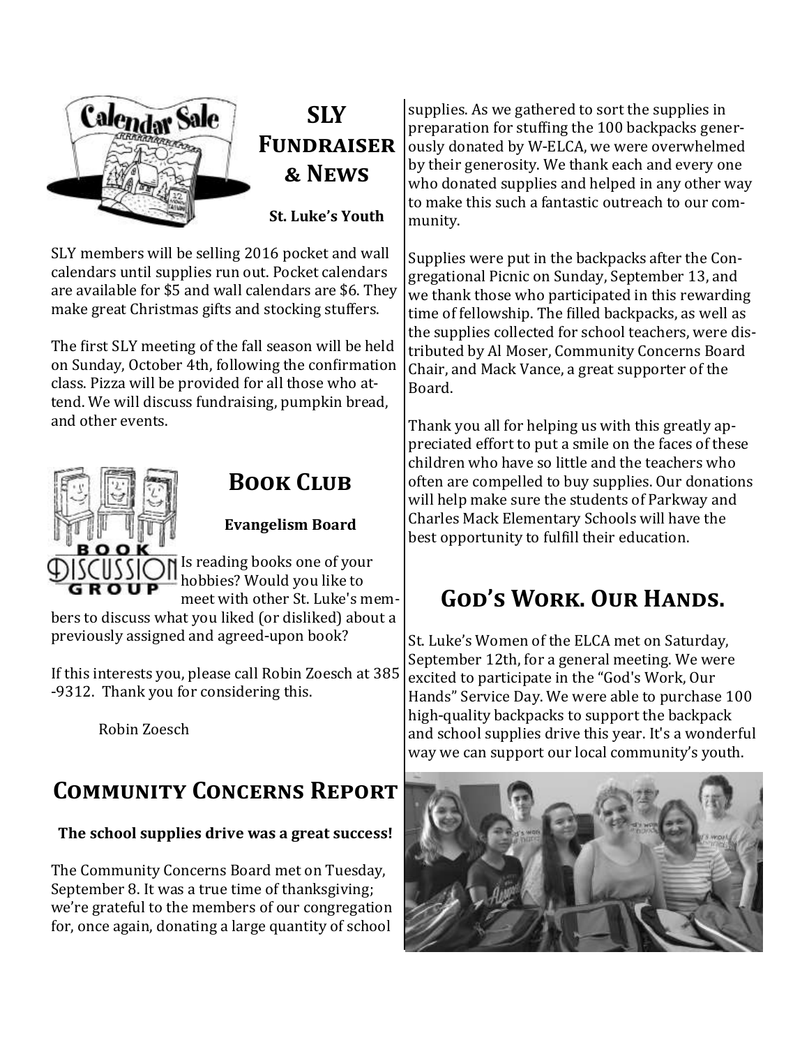## SLY Fundraiser & News

**St. Luke's Youth**

SLY members will be selling 2016 pocket and wall calendars until supplies run out. Pocket calendars are available for $5 and wall calendars are $6. They make great Christmas gifts and stocking stuffers.

The first SLY meeting of the fall season will be held on Sunday, October 4th, following the confirmation class. Pizza will be provided for all those who attend. We will discuss fundraising, pumpkin bread, and other events.

## Book Club

**Evangelism Board**

Is reading books one of your hobbies? Would you like to meet with other St. Luke's members to discuss what you liked (or disliked) about a previously assigned and agreed-upon book?

If this interests you, please call Robin Zoesch at 385-9312. Thank you for considering this.

Robin Zoesch

## Community Concerns Report

**The school supplies drive was a great success!**

The Community Concerns Board met on Tuesday, September 8. It was a true time of thanksgiving; we're grateful to the members of our congregation for, once again, donating a large quantity of school supplies. As we gathered to sort the supplies in preparation for stuffing the 100 backpacks generously donated by W-ELCA, we were overwhelmed by their generosity. We thank each and every one who donated supplies and helped in any other way to make this such a fantastic outreach to our community.

Supplies were put in the backpacks after the Congregational Picnic on Sunday, September 13, and we thank those who participated in this rewarding time of fellowship. The filled backpacks, as well as the supplies collected for school teachers, were distributed by Al Moser, Community Concerns Board Chair, and Mack Vance, a great supporter of the Board.

Thank you all for helping us with this greatly appreciated effort to put a smile on the faces of these children who have so little and the teachers who often are compelled to buy supplies. Our donations will help make sure the students of Parkway and Charles Mack Elementary Schools will have the best opportunity to fulfill their education.

## God's Work. Our Hands.

St. Luke's Women of the ELCA met on Saturday, September 12th, for a general meeting. We were excited to participate in the "God's Work, Our Hands" Service Day. We were able to purchase 100 high-quality backpacks to support the backpack and school supplies drive this year. It's a wonderful way we can support our local community's youth.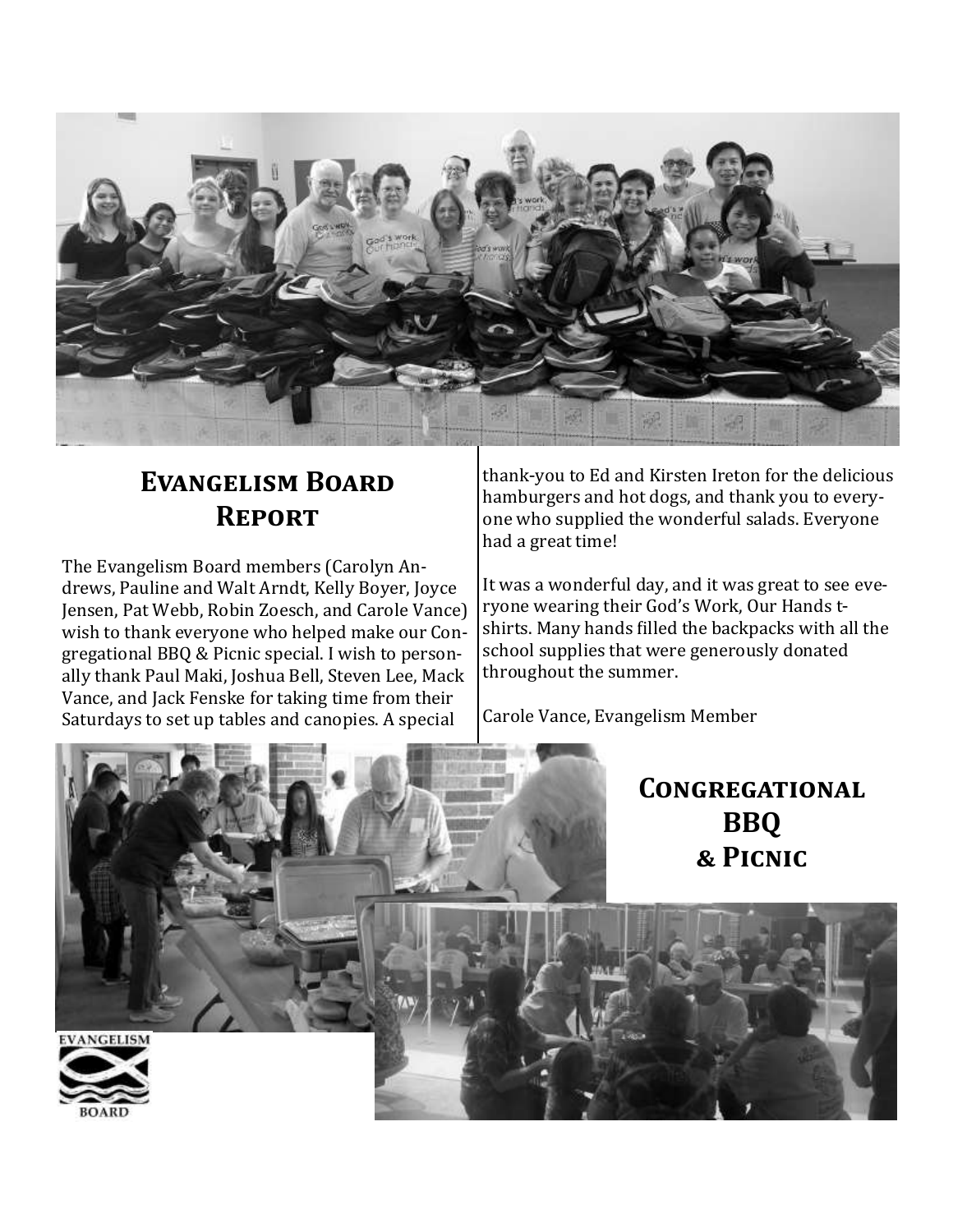## Evangelism Board Report

The Evangelism Board members (Carolyn Andrews, Pauline and Walt Arndt, Kelly Boyer, Joyce Jensen, Pat Webb, Robin Zoesch, and Carole Vance) wish to thank everyone who helped make our Congregational BBQ & Picnic special. I wish to personally thank Paul Maki, Joshua Bell, Steven Lee, Mack Vance, and Jack Fenske for taking time from their Saturdays to set up tables and canopies. A special thank-you to Ed and Kirsten Ireton for the delicious hamburgers and hot dogs, and thank you to everyone who supplied the wonderful salads. Everyone had a great time!

It was a wonderful day, and it was great to see everyone wearing their God's Work, Our Hands t-shirts. Many hands filled the backpacks with all the school supplies that were generously donated throughout the summer.

Carole Vance, Evangelism Member

## Congregational BBQ & Picnic

EVANGELISM BOARD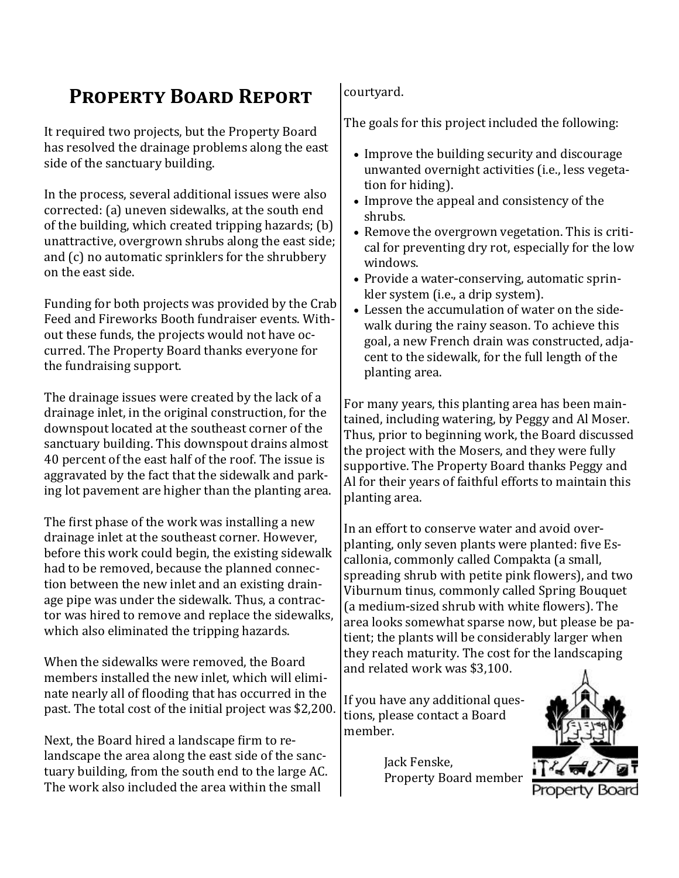# Property Board Report

It required two projects, but the Property Board has resolved the drainage problems along the east side of the sanctuary building.

In the process, several additional issues were also corrected: (a) uneven sidewalks, at the south end of the building, which created tripping hazards; (b) unattractive, overgrown shrubs along the east side; and (c) no automatic sprinklers for the shrubbery on the east side.

Funding for both projects was provided by the Crab Feed and Fireworks Booth fundraiser events. Without these funds, the projects would not have occurred. The Property Board thanks everyone for the fundraising support.

The drainage issues were created by the lack of a drainage inlet, in the original construction, for the downspout located at the southeast corner of the sanctuary building. This downspout drains almost 40 percent of the east half of the roof. The issue is aggravated by the fact that the sidewalk and parking lot pavement are higher than the planting area.

The first phase of the work was installing a new drainage inlet at the southeast corner. However, before this work could begin, the existing sidewalk had to be removed, because the planned connection between the new inlet and an existing drainage pipe was under the sidewalk. Thus, a contractor was hired to remove and replace the sidewalks, which also eliminated the tripping hazards.

When the sidewalks were removed, the Board members installed the new inlet, which will eliminate nearly all of flooding that has occurred in the past. The total cost of the initial project was $2,200.

Next, the Board hired a landscape firm to re-landscape the area along the east side of the sanctuary building, from the south end to the large AC. The work also included the area within the small courtyard.

The goals for this project included the following:

- Improve the building security and discourage unwanted overnight activities (i.e., less vegetation for hiding).
- Improve the appeal and consistency of the shrubs.
- Remove the overgrown vegetation. This is critical for preventing dry rot, especially for the low windows.
- Provide a water-conserving, automatic sprinkler system (i.e., a drip system).
- Lessen the accumulation of water on the sidewalk during the rainy season. To achieve this goal, a new French drain was constructed, adjacent to the sidewalk, for the full length of the planting area.

For many years, this planting area has been maintained, including watering, by Peggy and Al Moser. Thus, prior to beginning work, the Board discussed the project with the Mosers, and they were fully supportive. The Property Board thanks Peggy and Al for their years of faithful efforts to maintain this planting area.

In an effort to conserve water and avoid over-planting, only seven plants were planted: five Escallonia, commonly called Compakta (a small, spreading shrub with petite pink flowers), and two Viburnum tinus, commonly called Spring Bouquet (a medium-sized shrub with white flowers). The area looks somewhat sparse now, but please be patient; the plants will be considerably larger when they reach maturity. The cost for the landscaping and related work was $3,100.

If you have any additional questions, please contact a Board member.

Jack Fenske,
Property Board member

Property Board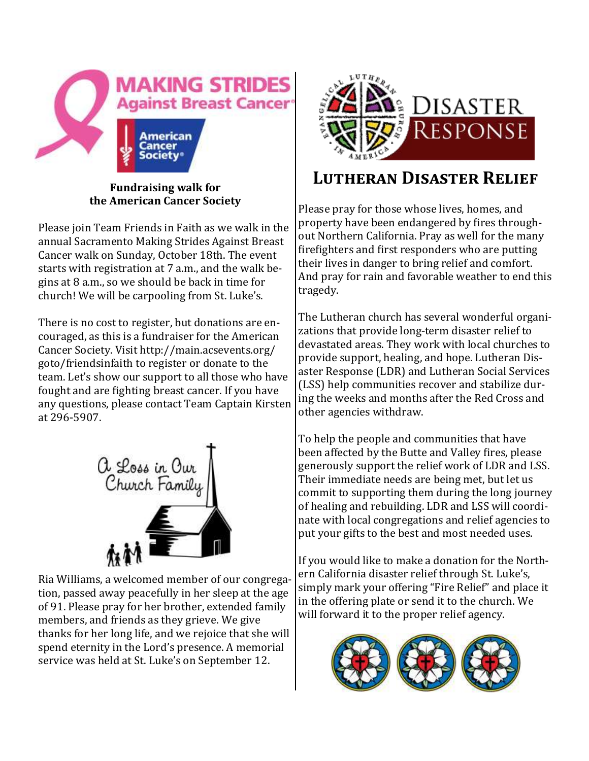MAKING STRIDES Against Breast Cancer

American Cancer Society

**Fundraising walk for the American Cancer Society**

Please join Team Friends in Faith as we walk in the annual Sacramento Making Strides Against Breast Cancer walk on Sunday, October 18th. The event starts with registration at 7 a.m., and the walk begins at 8 a.m., so we should be back in time for church! We will be carpooling from St. Luke's.

There is no cost to register, but donations are encouraged, as this is a fundraiser for the American Cancer Society. Visit http://main.acsevents.org/goto/friendsinfaith to register or donate to the team. Let's show our support to all those who have fought and are fighting breast cancer. If you have any questions, please contact Team Captain Kirsten at 296-5907.

A Loss in Our Church Family

Ria Williams, a welcomed member of our congregation, passed away peacefully in her sleep at the age of 91. Please pray for her brother, extended family members, and friends as they grieve. We give thanks for her long life, and we rejoice that she will spend eternity in the Lord's presence. A memorial service was held at St. Luke's on September 12.

Evangelical Lutheran Church in America — Disaster Response

## Lutheran Disaster Relief

Please pray for those whose lives, homes, and property have been endangered by fires throughout Northern California. Pray as well for the many firefighters and first responders who are putting their lives in danger to bring relief and comfort. And pray for rain and favorable weather to end this tragedy.

The Lutheran church has several wonderful organizations that provide long-term disaster relief to devastated areas. They work with local churches to provide support, healing, and hope. Lutheran Disaster Response (LDR) and Lutheran Social Services (LSS) help communities recover and stabilize during the weeks and months after the Red Cross and other agencies withdraw.

To help the people and communities that have been affected by the Butte and Valley fires, please generously support the relief work of LDR and LSS. Their immediate needs are being met, but let us commit to supporting them during the long journey of healing and rebuilding. LDR and LSS will coordinate with local congregations and relief agencies to put your gifts to the best and most needed uses.

If you would like to make a donation for the Northern California disaster relief through St. Luke's, simply mark your offering "Fire Relief" and place it in the offering plate or send it to the church. We will forward it to the proper relief agency.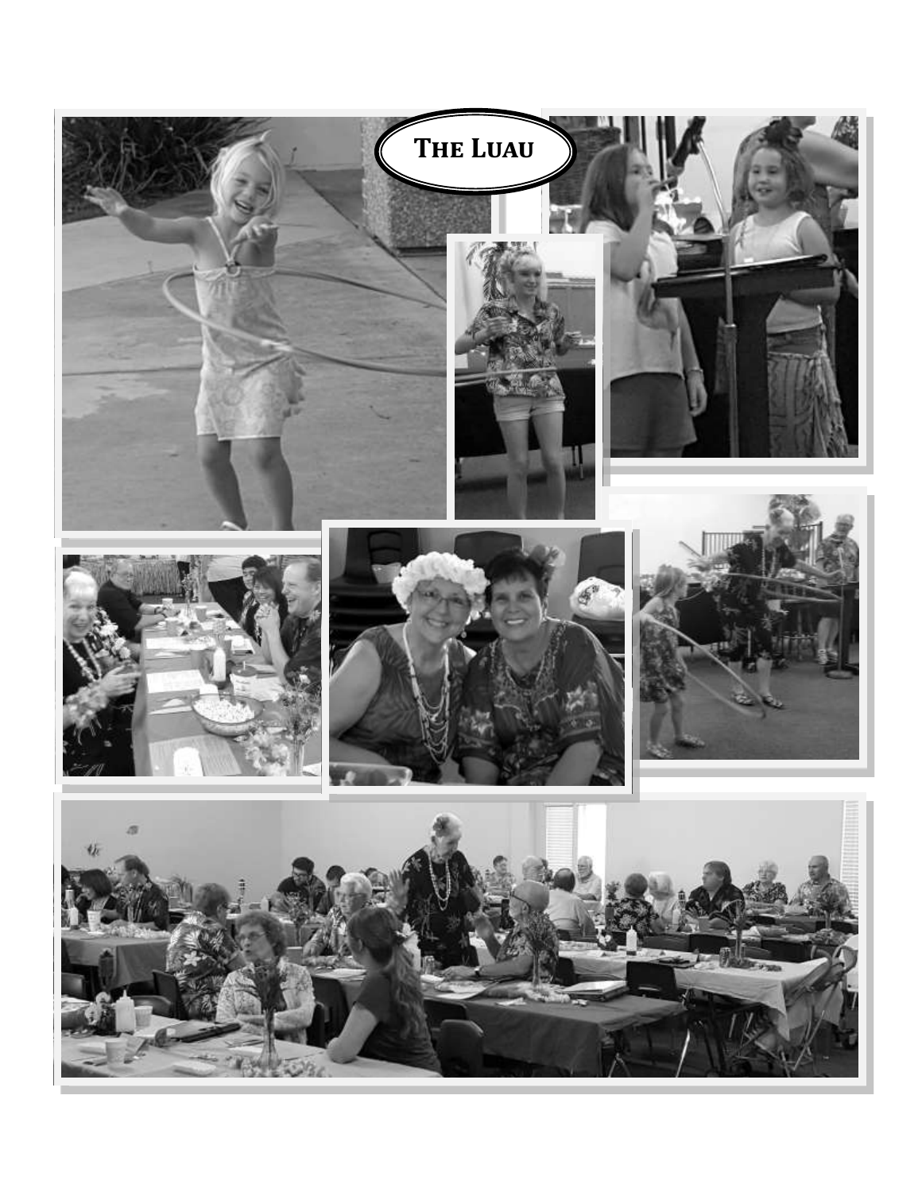# The Luau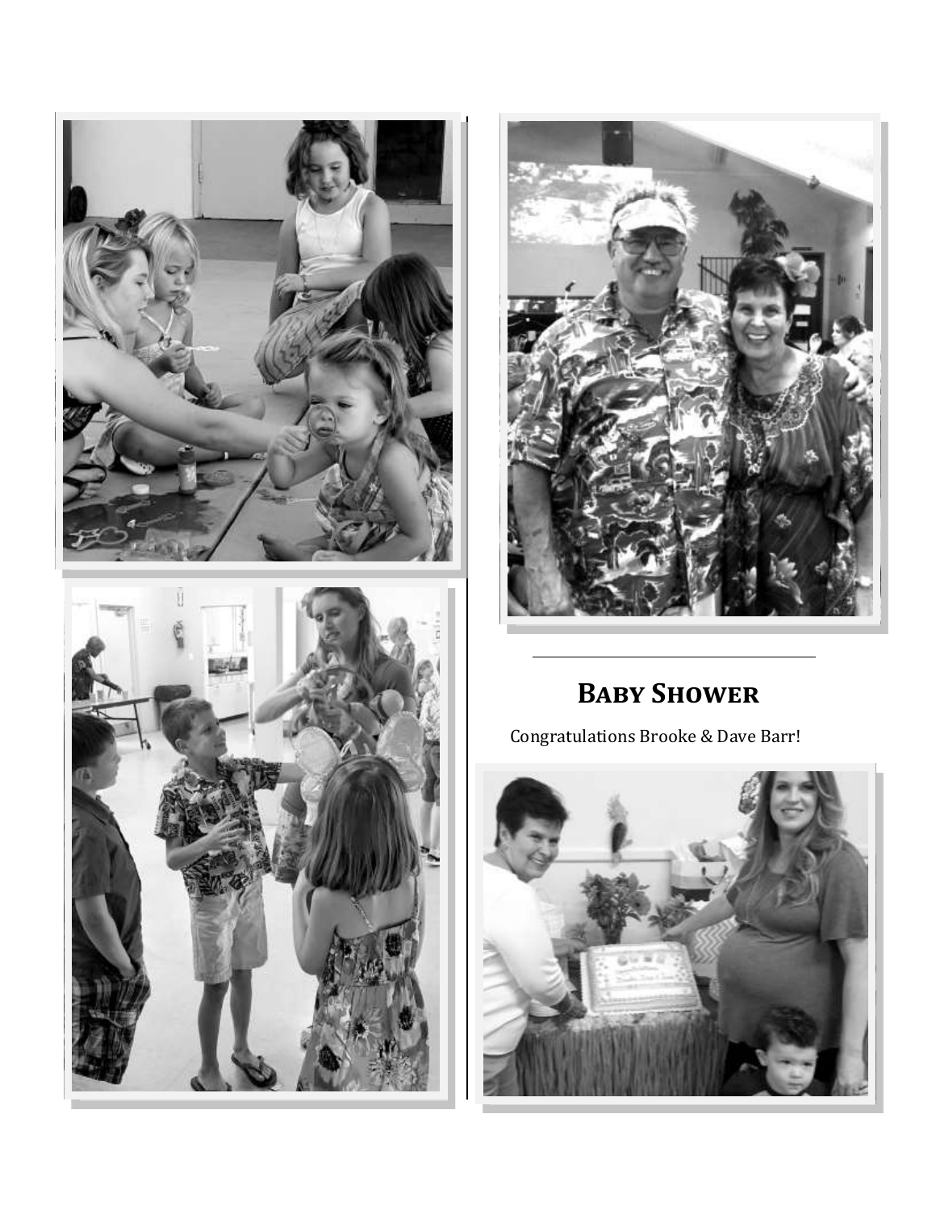## Baby Shower

Congratulations Brooke & Dave Barr!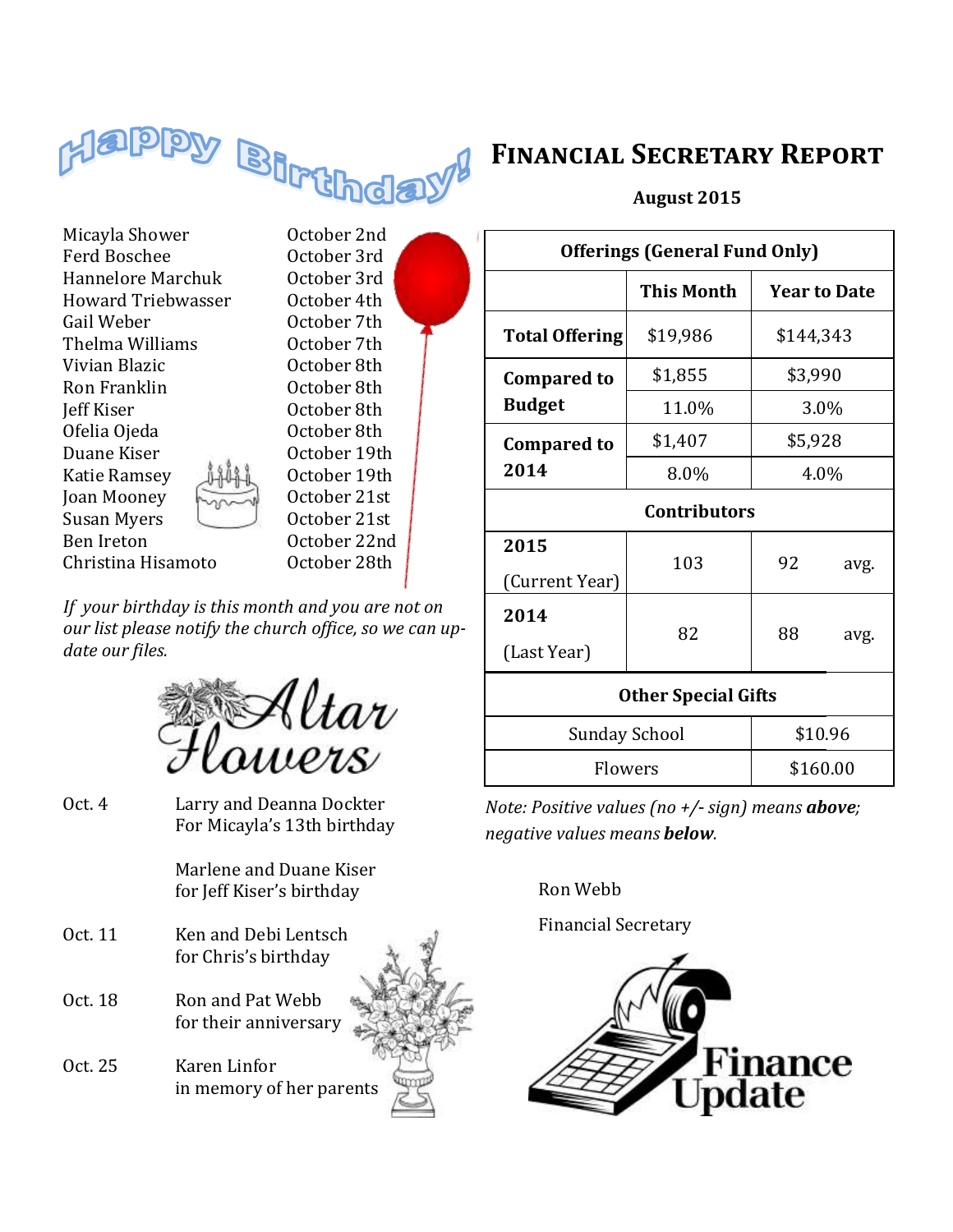# Happy Birthday!

| | |
|---|---|
| Micayla Shower | October 2nd |
| Ferd Boschee | October 3rd |
| Hannelore Marchuk | October 3rd |
| Howard Triebwasser | October 4th |
| Gail Weber | October 7th |
| Thelma Williams | October 7th |
| Vivian Blazic | October 8th |
| Ron Franklin | October 8th |
| Jeff Kiser | October 8th |
| Ofelia Ojeda | October 8th |
| Duane Kiser | October 19th |
| Katie Ramsey | October 19th |
| Joan Mooney | October 21st |
| Susan Myers | October 21st |
| Ben Ireton | October 22nd |
| Christina Hisamoto | October 28th |

*If your birthday is this month and you are not on our list please notify the church office, so we can update our files.*

## Altar Flowers

| | |
|---|---|
| Oct. 4 | Larry and Deanna Dockter<br>For Micayla's 13th birthday |
| | Marlene and Duane Kiser<br>for Jeff Kiser's birthday |
| Oct. 11 | Ken and Debi Lentsch<br>for Chris's birthday |
| Oct. 18 | Ron and Pat Webb<br>for their anniversary |
| Oct. 25 | Karen Linfor<br>in memory of her parents |

# Financial Secretary Report

**August 2015**

| Offerings (General Fund Only) | | |
|---|---|---|
| | **This Month** | **Year to Date** |
| **Total Offering** | $19,986 | $144,343 |
| **Compared to Budget** | $1,855 | $3,990 |
| | 11.0% | 3.0% |
| **Compared to 2014** | $1,407 | $5,928 |
| | 8.0% | 4.0% |
| **Contributors** | | |
| **2015** (Current Year) | 103 | 92 avg. |
| **2014** (Last Year) | 82 | 88 avg. |

| Other Special Gifts | |
|---|---|
| Sunday School | $10.96 |
| Flowers | $160.00 |

*Note: Positive values (no +/- sign) means **above**; negative values means **below**.*

Ron Webb

Financial Secretary

Finance Update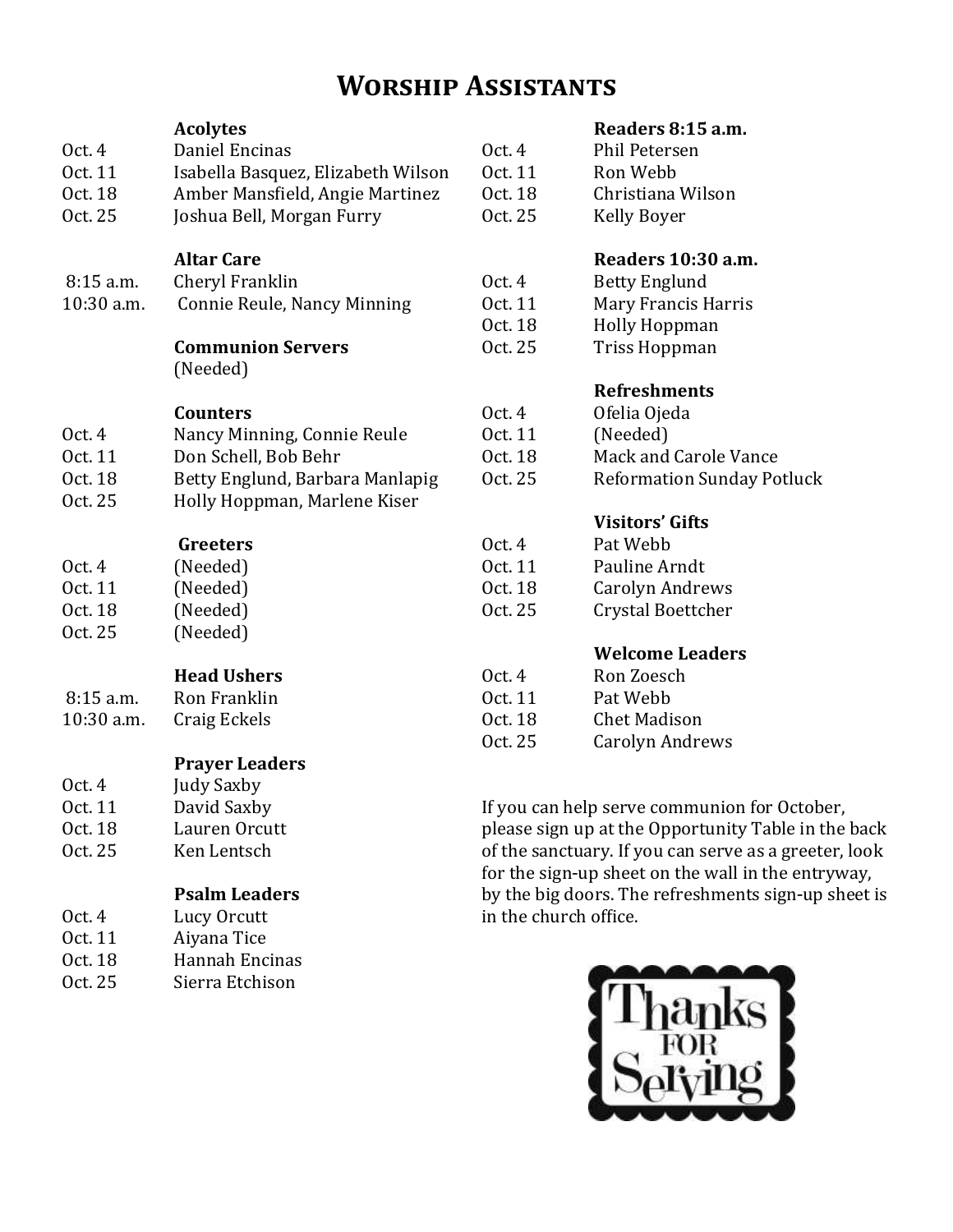# Worship Assistants

**Acolytes**

| | |
|---|---|
| Oct. 4 | Daniel Encinas |
| Oct. 11 | Isabella Basquez, Elizabeth Wilson |
| Oct. 18 | Amber Mansfield, Angie Martinez |
| Oct. 25 | Joshua Bell, Morgan Furry |

**Altar Care**

| | |
|---|---|
| 8:15 a.m. | Cheryl Franklin |
| 10:30 a.m. | Connie Reule, Nancy Minning |

**Communion Servers**

(Needed)

**Counters**

| | |
|---|---|
| Oct. 4 | Nancy Minning, Connie Reule |
| Oct. 11 | Don Schell, Bob Behr |
| Oct. 18 | Betty Englund, Barbara Manlapig |
| Oct. 25 | Holly Hoppman, Marlene Kiser |

**Greeters**

| | |
|---|---|
| Oct. 4 | (Needed) |
| Oct. 11 | (Needed) |
| Oct. 18 | (Needed) |
| Oct. 25 | (Needed) |

**Head Ushers**

| | |
|---|---|
| 8:15 a.m. | Ron Franklin |
| 10:30 a.m. | Craig Eckels |

**Prayer Leaders**

| | |
|---|---|
| Oct. 4 | Judy Saxby |
| Oct. 11 | David Saxby |
| Oct. 18 | Lauren Orcutt |
| Oct. 25 | Ken Lentsch |

**Psalm Leaders**

| | |
|---|---|
| Oct. 4 | Lucy Orcutt |
| Oct. 11 | Aiyana Tice |
| Oct. 18 | Hannah Encinas |
| Oct. 25 | Sierra Etchison |

**Readers 8:15 a.m.**

| | |
|---|---|
| Oct. 4 | Phil Petersen |
| Oct. 11 | Ron Webb |
| Oct. 18 | Christiana Wilson |
| Oct. 25 | Kelly Boyer |

**Readers 10:30 a.m.**

| | |
|---|---|
| Oct. 4 | Betty Englund |
| Oct. 11 | Mary Francis Harris |
| Oct. 18 | Holly Hoppman |
| Oct. 25 | Triss Hoppman |

**Refreshments**

| | |
|---|---|
| Oct. 4 | Ofelia Ojeda |
| Oct. 11 | (Needed) |
| Oct. 18 | Mack and Carole Vance |
| Oct. 25 | Reformation Sunday Potluck |

**Visitors' Gifts**

| | |
|---|---|
| Oct. 4 | Pat Webb |
| Oct. 11 | Pauline Arndt |
| Oct. 18 | Carolyn Andrews |
| Oct. 25 | Crystal Boettcher |

**Welcome Leaders**

| | |
|---|---|
| Oct. 4 | Ron Zoesch |
| Oct. 11 | Pat Webb |
| Oct. 18 | Chet Madison |
| Oct. 25 | Carolyn Andrews |

If you can help serve communion for October, please sign up at the Opportunity Table in the back of the sanctuary. If you can serve as a greeter, look for the sign-up sheet on the wall in the entryway, by the big doors. The refreshments sign-up sheet is in the church office.

Thanks for Serving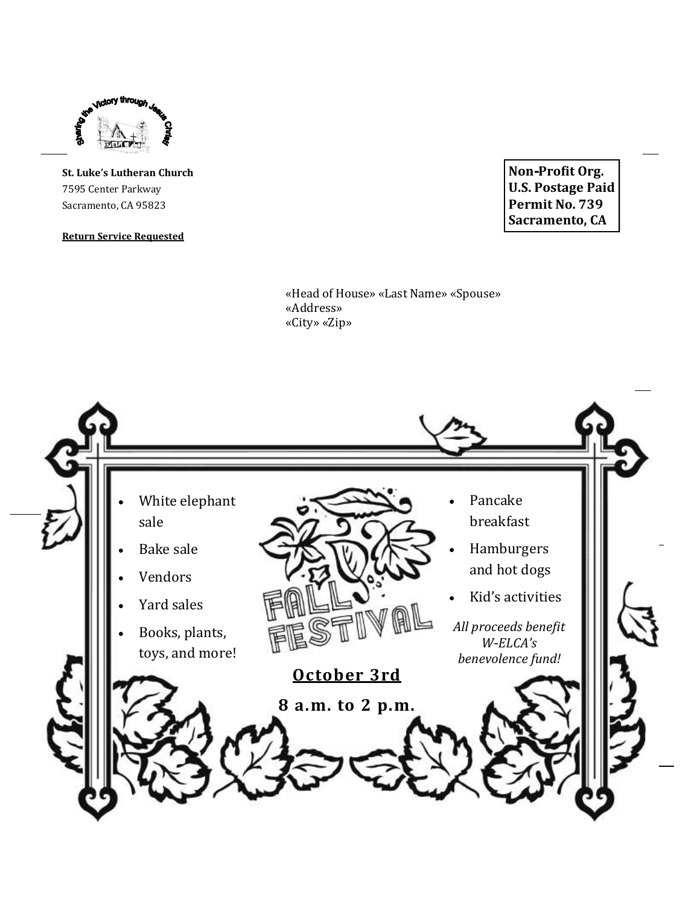Sharing the Victory through Jesus Christ!

**St. Luke's Lutheran Church**
7595 Center Parkway
Sacramento, CA 95823

**Return Service Requested**

**Non-Profit Org.**
**U.S. Postage Paid**
**Permit No. 739**
**Sacramento, CA**

«Head of House» «Last Name» «Spouse»
«Address»
«City» «Zip»

- White elephant sale
- Bake sale
- Vendors
- Yard sales
- Books, plants, toys, and more!

FALL FESTIVAL

**October 3rd**

**8 a.m. to 2 p.m.**

- Pancake breakfast
- Hamburgers and hot dogs
- Kid's activities

*All proceeds benefit W-ELCA's benevolence fund!*